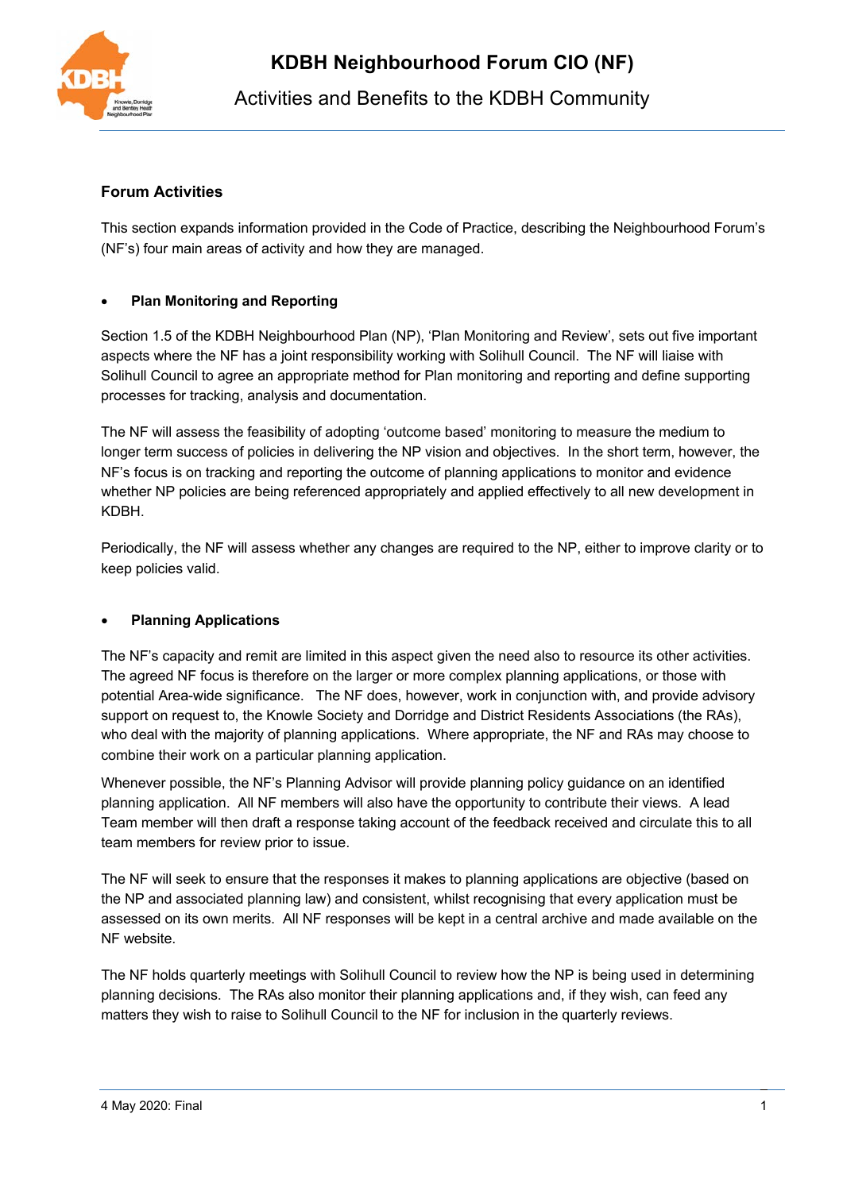# KDBH Neighbourhood Forum CIO (NF)

## Activities and Benefits to the KDBH Community

### Forum Activities

This section expands information provided in the Code of Practice, describing the Neighbourhood Forum's (NF's) four main areas of activity and how they are managed.

- **Plan Monitoring and Reporting**

Section 1.5 of the KDBH Neighbourhood Plan (NP), 'Plan Monitoring and Review', sets out five important aspects where the NF has a joint responsibility working with Solihull Council. The NF will liaise with Solihull Council to agree an appropriate method for Plan monitoring and reporting and define supporting processes for tracking, analysis and documentation.

The NF will assess the feasibility of adopting 'outcome based' monitoring to measure the medium to longer term success of policies in delivering the NP vision and objectives. In the short term, however, the NF's focus is on tracking and reporting the outcome of planning applications to monitor and evidence whether NP policies are being referenced appropriately and applied effectively to all new development in KDBH.

Periodically, the NF will assess whether any changes are required to the NP, either to improve clarity or to keep policies valid.

- **Planning Applications**

The NF's capacity and remit are limited in this aspect given the need also to resource its other activities. The agreed NF focus is therefore on the larger or more complex planning applications, or those with potential Area-wide significance. The NF does, however, work in conjunction with, and provide advisory support on request to, the Knowle Society and Dorridge and District Residents Associations (the RAs), who deal with the majority of planning applications. Where appropriate, the NF and RAs may choose to combine their work on a particular planning application.

Whenever possible, the NF's Planning Advisor will provide planning policy guidance on an identified planning application. All NF members will also have the opportunity to contribute their views. A lead Team member will then draft a response taking account of the feedback received and circulate this to all team members for review prior to issue.

The NF will seek to ensure that the responses it makes to planning applications are objective (based on the NP and associated planning law) and consistent, whilst recognising that every application must be assessed on its own merits. All NF responses will be kept in a central archive and made available on the NF website.

The NF holds quarterly meetings with Solihull Council to review how the NP is being used in determining planning decisions. The RAs also monitor their planning applications and, if they wish, can feed any matters they wish to raise to Solihull Council to the NF for inclusion in the quarterly reviews.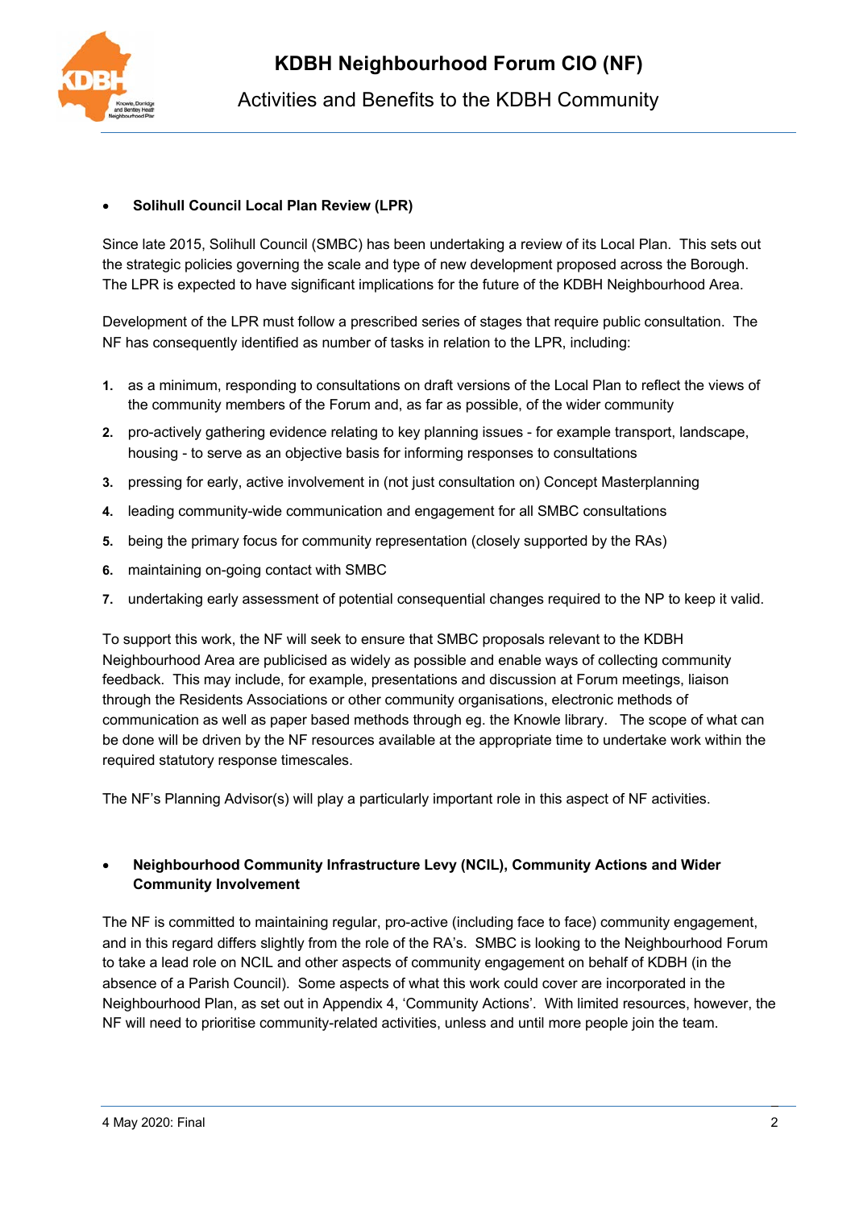- **Solihull Council Local Plan Review (LPR)**

Since late 2015, Solihull Council (SMBC) has been undertaking a review of its Local Plan. This sets out the strategic policies governing the scale and type of new development proposed across the Borough. The LPR is expected to have significant implications for the future of the KDBH Neighbourhood Area.

Development of the LPR must follow a prescribed series of stages that require public consultation. The NF has consequently identified as number of tasks in relation to the LPR, including:

1. as a minimum, responding to consultations on draft versions of the Local Plan to reflect the views of the community members of the Forum and, as far as possible, of the wider community
2. pro-actively gathering evidence relating to key planning issues - for example transport, landscape, housing - to serve as an objective basis for informing responses to consultations
3. pressing for early, active involvement in (not just consultation on) Concept Masterplanning
4. leading community-wide communication and engagement for all SMBC consultations
5. being the primary focus for community representation (closely supported by the RAs)
6. maintaining on-going contact with SMBC
7. undertaking early assessment of potential consequential changes required to the NP to keep it valid.

To support this work, the NF will seek to ensure that SMBC proposals relevant to the KDBH Neighbourhood Area are publicised as widely as possible and enable ways of collecting community feedback. This may include, for example, presentations and discussion at Forum meetings, liaison through the Residents Associations or other community organisations, electronic methods of communication as well as paper based methods through eg. the Knowle library. The scope of what can be done will be driven by the NF resources available at the appropriate time to undertake work within the required statutory response timescales.

The NF's Planning Advisor(s) will play a particularly important role in this aspect of NF activities.

- **Neighbourhood Community Infrastructure Levy (NCIL), Community Actions and Wider Community Involvement**

The NF is committed to maintaining regular, pro-active (including face to face) community engagement, and in this regard differs slightly from the role of the RA's. SMBC is looking to the Neighbourhood Forum to take a lead role on NCIL and other aspects of community engagement on behalf of KDBH (in the absence of a Parish Council). Some aspects of what this work could cover are incorporated in the Neighbourhood Plan, as set out in Appendix 4, 'Community Actions'. With limited resources, however, the NF will need to prioritise community-related activities, unless and until more people join the team.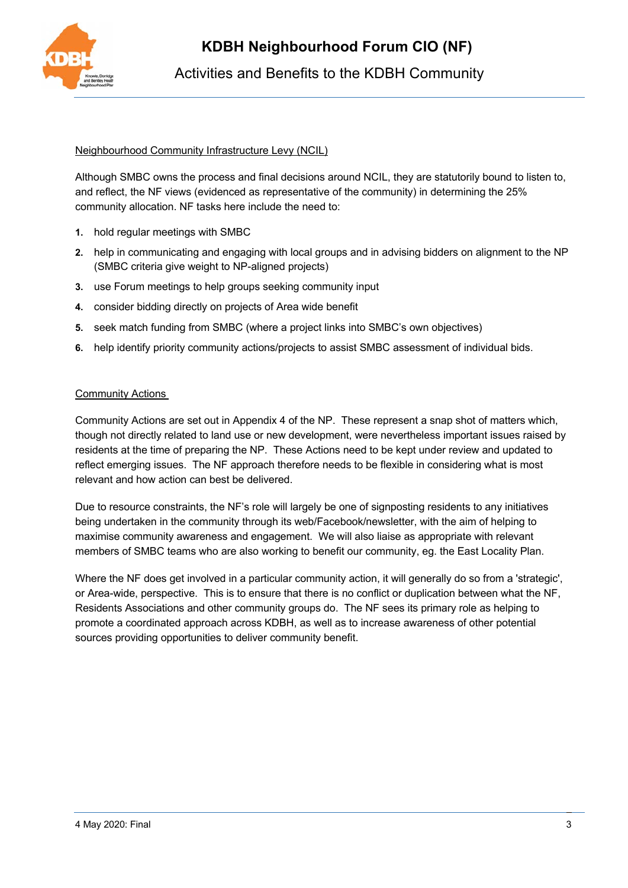Neighbourhood Community Infrastructure Levy (NCIL)

Although SMBC owns the process and final decisions around NCIL, they are statutorily bound to listen to, and reflect, the NF views (evidenced as representative of the community) in determining the 25% community allocation. NF tasks here include the need to:

1. hold regular meetings with SMBC
2. help in communicating and engaging with local groups and in advising bidders on alignment to the NP (SMBC criteria give weight to NP-aligned projects)
3. use Forum meetings to help groups seeking community input
4. consider bidding directly on projects of Area wide benefit
5. seek match funding from SMBC (where a project links into SMBC's own objectives)
6. help identify priority community actions/projects to assist SMBC assessment of individual bids.

Community Actions

Community Actions are set out in Appendix 4 of the NP. These represent a snap shot of matters which, though not directly related to land use or new development, were nevertheless important issues raised by residents at the time of preparing the NP. These Actions need to be kept under review and updated to reflect emerging issues. The NF approach therefore needs to be flexible in considering what is most relevant and how action can best be delivered.

Due to resource constraints, the NF's role will largely be one of signposting residents to any initiatives being undertaken in the community through its web/Facebook/newsletter, with the aim of helping to maximise community awareness and engagement. We will also liaise as appropriate with relevant members of SMBC teams who are also working to benefit our community, eg. the East Locality Plan.

Where the NF does get involved in a particular community action, it will generally do so from a 'strategic', or Area-wide, perspective. This is to ensure that there is no conflict or duplication between what the NF, Residents Associations and other community groups do. The NF sees its primary role as helping to promote a coordinated approach across KDBH, as well as to increase awareness of other potential sources providing opportunities to deliver community benefit.